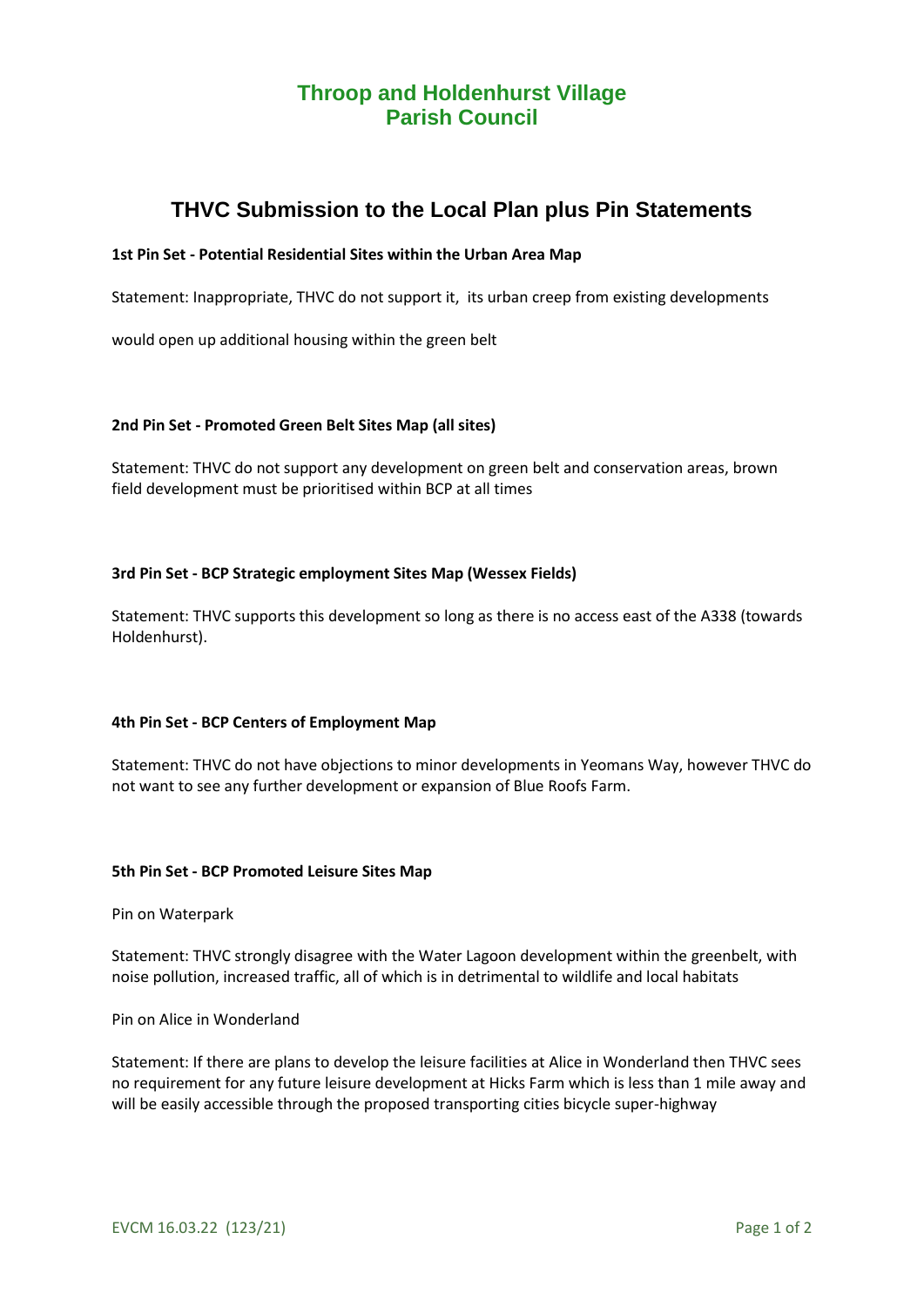# Throop and Holdenhurst Village Parish Council

## THVC Submission to the Local Plan plus Pin Statements

**1st Pin Set - Potential Residential Sites within the Urban Area Map**

Statement: Inappropriate, THVC do not support it, its urban creep from existing developments

would open up additional housing within the green belt

**2nd Pin Set - Promoted Green Belt Sites Map (all sites)**

Statement: THVC do not support any development on green belt and conservation areas, brown field development must be prioritised within BCP at all times

**3rd Pin Set - BCP Strategic employment Sites Map (Wessex Fields)**

Statement: THVC supports this development so long as there is no access east of the A338 (towards Holdenhurst).

**4th Pin Set - BCP Centers of Employment Map**

Statement: THVC do not have objections to minor developments in Yeomans Way, however THVC do not want to see any further development or expansion of Blue Roofs Farm.

**5th Pin Set - BCP Promoted Leisure Sites Map**

Pin on Waterpark

Statement: THVC strongly disagree with the Water Lagoon development within the greenbelt, with noise pollution, increased traffic, all of which is in detrimental to wildlife and local habitats

Pin on Alice in Wonderland

Statement: If there are plans to develop the leisure facilities at Alice in Wonderland then THVC sees no requirement for any future leisure development at Hicks Farm which is less than 1 mile away and will be easily accessible through the proposed transporting cities bicycle super-highway

EVCM 16.03.22 (123/21)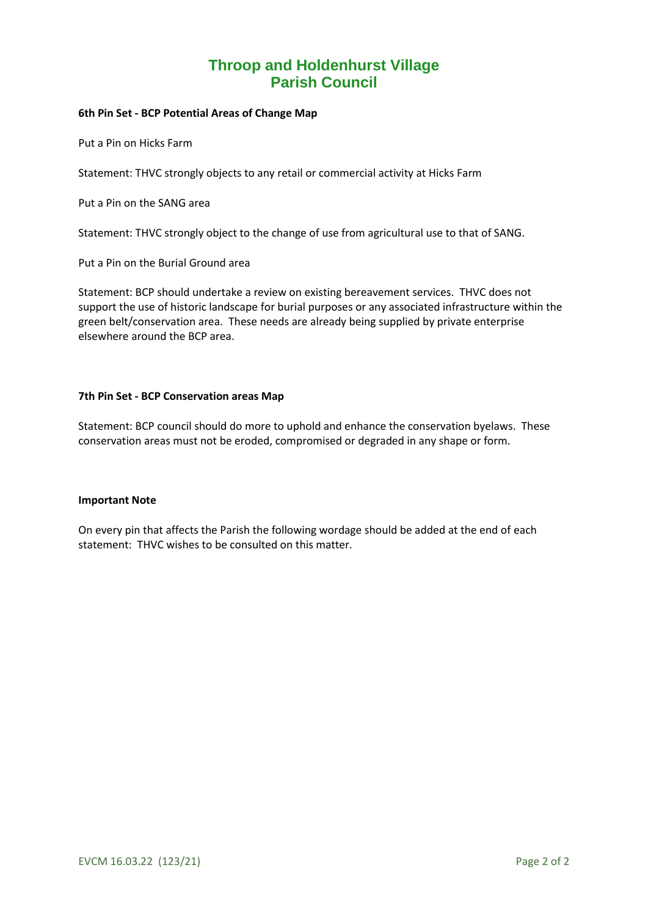# Throop and Holdenhurst Village Parish Council

**6th Pin Set - BCP Potential Areas of Change Map**

Put a Pin on Hicks Farm

Statement: THVC strongly objects to any retail or commercial activity at Hicks Farm

Put a Pin on the SANG area

Statement: THVC strongly object to the change of use from agricultural use to that of SANG.

Put a Pin on the Burial Ground area

Statement: BCP should undertake a review on existing bereavement services. THVC does not support the use of historic landscape for burial purposes or any associated infrastructure within the green belt/conservation area. These needs are already being supplied by private enterprise elsewhere around the BCP area.

**7th Pin Set - BCP Conservation areas Map**

Statement: BCP council should do more to uphold and enhance the conservation byelaws. These conservation areas must not be eroded, compromised or degraded in any shape or form.

**Important Note**

On every pin that affects the Parish the following wordage should be added at the end of each statement: THVC wishes to be consulted on this matter.

EVCM 16.03.22 (123/21)